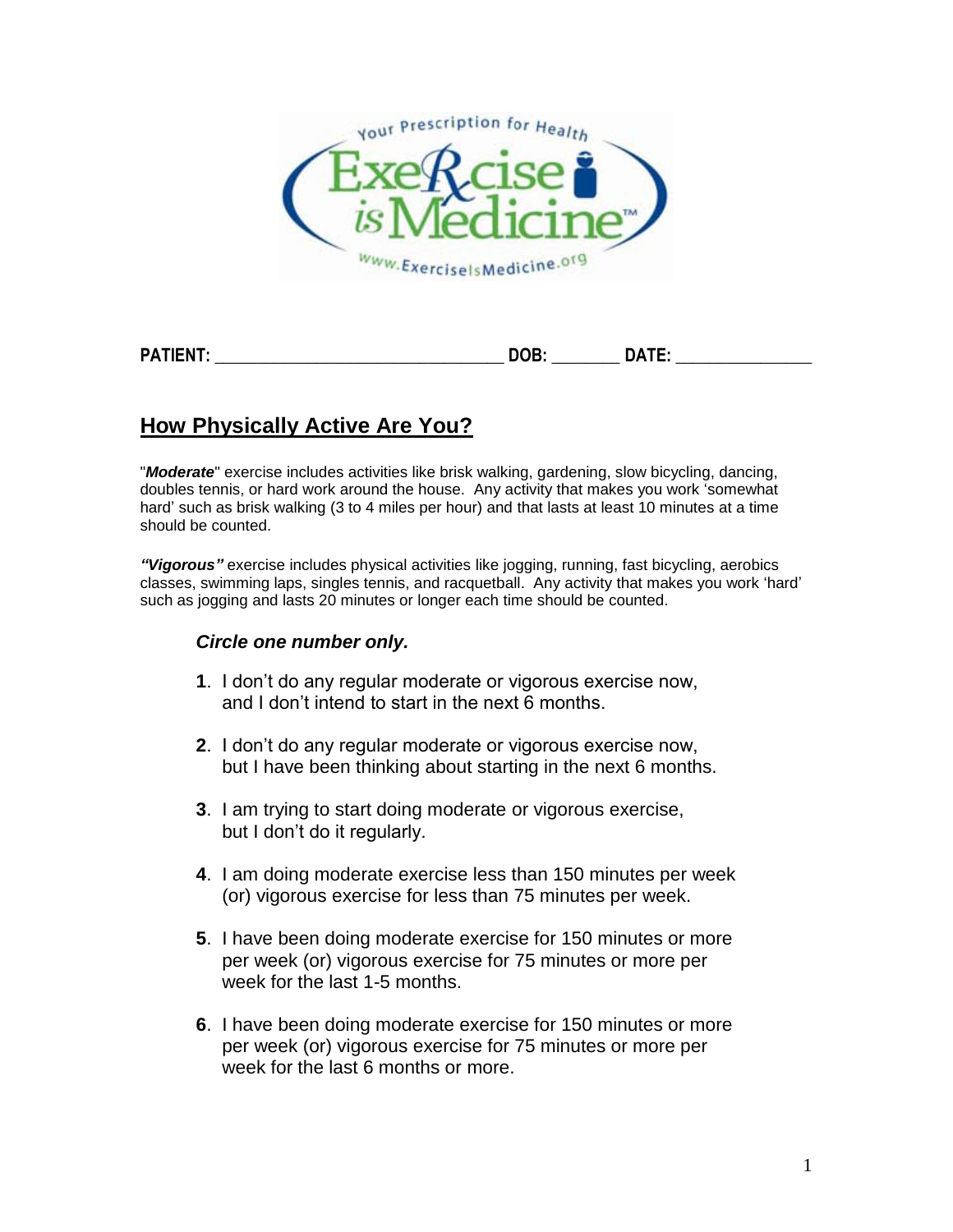Your Prescription for Health

ExeRcise is Medicine™

www.ExerciseIsMedicine.org

**PATIENT:** ______________________________ **DOB:** _______ **DATE:** ______________

## How Physically Active Are You?

"***Moderate***" exercise includes activities like brisk walking, gardening, slow bicycling, dancing, doubles tennis, or hard work around the house. Any activity that makes you work 'somewhat hard' such as brisk walking (3 to 4 miles per hour) and that lasts at least 10 minutes at a time should be counted.

***"Vigorous"*** exercise includes physical activities like jogging, running, fast bicycling, aerobics classes, swimming laps, singles tennis, and racquetball. Any activity that makes you work 'hard' such as jogging and lasts 20 minutes or longer each time should be counted.

***Circle one number only.***

**1**. I don't do any regular moderate or vigorous exercise now, and I don't intend to start in the next 6 months.

**2**. I don't do any regular moderate or vigorous exercise now, but I have been thinking about starting in the next 6 months.

**3**. I am trying to start doing moderate or vigorous exercise, but I don't do it regularly.

**4**. I am doing moderate exercise less than 150 minutes per week (or) vigorous exercise for less than 75 minutes per week.

**5**. I have been doing moderate exercise for 150 minutes or more per week (or) vigorous exercise for 75 minutes or more per week for the last 1-5 months.

**6**. I have been doing moderate exercise for 150 minutes or more per week (or) vigorous exercise for 75 minutes or more per week for the last 6 months or more.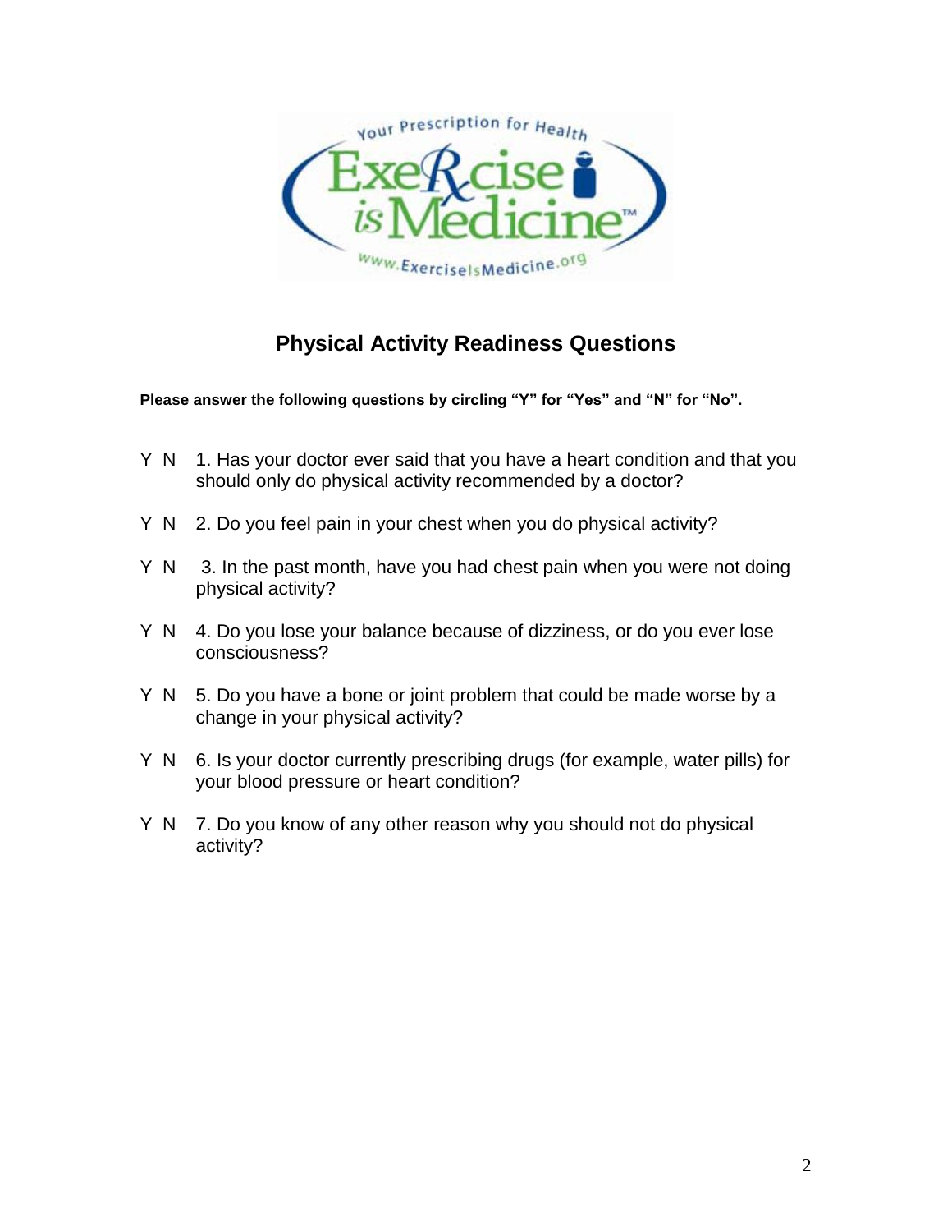# Physical Activity Readiness Questions

**Please answer the following questions by circling "Y" for "Yes" and "N" for "No".**

Y N 1. Has your doctor ever said that you have a heart condition and that you should only do physical activity recommended by a doctor?

Y N 2. Do you feel pain in your chest when you do physical activity?

Y N 3. In the past month, have you had chest pain when you were not doing physical activity?

Y N 4. Do you lose your balance because of dizziness, or do you ever lose consciousness?

Y N 5. Do you have a bone or joint problem that could be made worse by a change in your physical activity?

Y N 6. Is your doctor currently prescribing drugs (for example, water pills) for your blood pressure or heart condition?

Y N 7. Do you know of any other reason why you should not do physical activity?